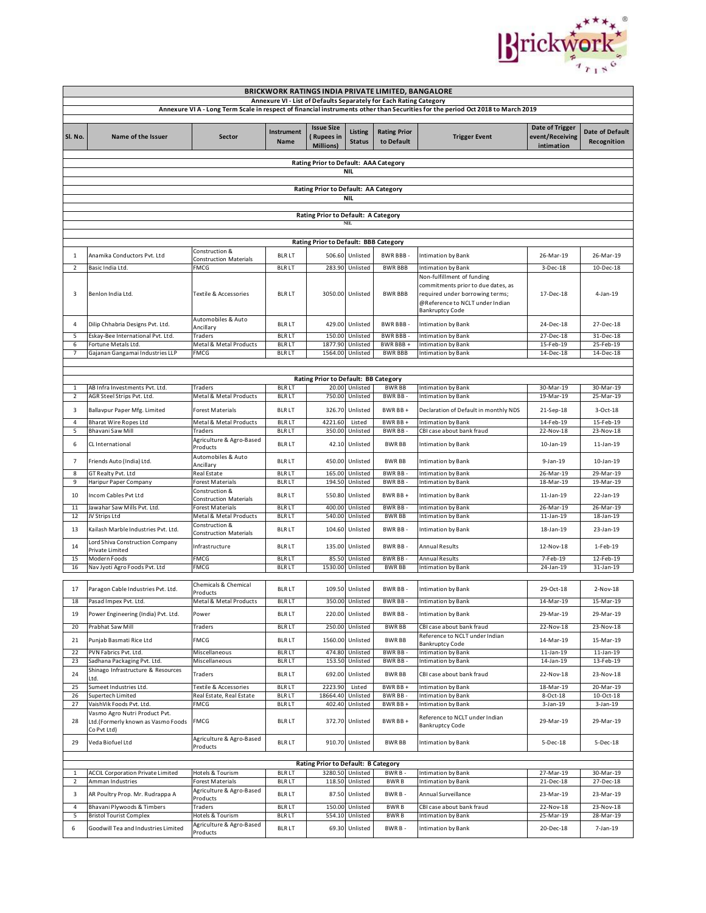# BRICKWORK RATINGS INDIA PRIVATE LIMITED, BANGALORE

## Annexure VI - List of Defaults Separately for Each Rating Category

### Annexure VI A - Long Term Scale in respect of financial instruments other than Securities for the period Oct 2018 to March 2019

| Sl. No. | Name of the Issuer | Sector | Instrument Name | Issue Size ( Rupees in Millions) | Listing Status | Rating Prior to Default | Trigger Event | Date of Trigger event/Receiving intimation | Date of Default Recognition |
|---|---|---|---|---|---|---|---|---|---|
| **Rating Prior to Default: AAA Category** | | | | | | | | | |
| NIL | | | | | | | | | |
| **Rating Prior to Default: AA Category** | | | | | | | | | |
| NIL | | | | | | | | | |
| **Rating Prior to Default: A Category** | | | | | | | | | |
| NIL | | | | | | | | | |
| **Rating Prior to Default: BBB Category** | | | | | | | | | |
| 1 | Anamika Conductors Pvt. Ltd | Construction & Construction Materials | BLR LT | 506.60 | Unlisted | BWR BBB - | Intimation by Bank | 26-Mar-19 | 26-Mar-19 |
| 2 | Basic India Ltd. | FMCG | BLR LT | 283.90 | Unlisted | BWR BBB | Intimation by Bank | 3-Dec-18 | 10-Dec-18 |
| 3 | Benlon India Ltd. | Textile & Accessories | BLR LT | 3050.00 | Unlisted | BWR BBB | Non-fulfillment of funding commitments prior to due dates, as required under borrowing terms; @Reference to NCLT under Indian Bankruptcy Code | 17-Dec-18 | 4-Jan-19 |
| 4 | Dilip Chhabria Designs Pvt. Ltd. | Automobiles & Auto Ancillary | BLR LT | 429.00 | Unlisted | BWR BBB - | Intimation by Bank | 24-Dec-18 | 27-Dec-18 |
| 5 | Eskay-Bee International Pvt. Ltd. | Traders | BLR LT | 150.00 | Unlisted | BWR BBB - | Intimation by Bank | 27-Dec-18 | 31-Dec-18 |
| 6 | Fortune Metals Ltd. | Metal & Metal Products | BLR LT | 1877.90 | Unlisted | BWR BBB + | Intimation by Bank | 15-Feb-19 | 25-Feb-19 |
| 7 | Gajanan Gangamai Industries LLP | FMCG | BLR LT | 1564.00 | Unlisted | BWR BBB | Intimation by Bank | 14-Dec-18 | 14-Dec-18 |
| **Rating Prior to Default: BB Category** | | | | | | | | | |
| 1 | AB Infra Investments Pvt. Ltd. | Traders | BLR LT | 20.00 | Unlisted | BWR BB | Intimation by Bank | 30-Mar-19 | 30-Mar-19 |
| 2 | AGR Steel Strips Pvt. Ltd. | Metal & Metal Products | BLR LT | 750.00 | Unlisted | BWR BB - | Intimation by Bank | 19-Mar-19 | 25-Mar-19 |
| 3 | Ballavpur Paper Mfg. Limited | Forest Materials | BLR LT | 326.70 | Unlisted | BWR BB + | Declaration of Default in monthly NDS | 21-Sep-18 | 3-Oct-18 |
| 4 | Bharat Wire Ropes Ltd | Metal & Metal Products | BLR LT | 4221.60 | Listed | BWR BB + | Intimation by Bank | 14-Feb-19 | 15-Feb-19 |
| 5 | Bhavani Saw Mill | Traders | BLR LT | 350.00 | Unlisted | BWR BB - | CBI case about bank fraud | 22-Nov-18 | 23-Nov-18 |
| 6 | CL International | Agriculture & Agro-Based Products | BLR LT | 42.10 | Unlisted | BWR BB | Intimation by Bank | 10-Jan-19 | 11-Jan-19 |
| 7 | Friends Auto (India) Ltd. | Automobiles & Auto Ancillary | BLR LT | 450.00 | Unlisted | BWR BB | Intimation by Bank | 9-Jan-19 | 10-Jan-19 |
| 8 | GT Realty Pvt. Ltd | Real Estate | BLR LT | 165.00 | Unlisted | BWR BB - | Intimation by Bank | 26-Mar-19 | 29-Mar-19 |
| 9 | Haripur Paper Company | Forest Materials | BLR LT | 194.50 | Unlisted | BWR BB - | Intimation by Bank | 18-Mar-19 | 19-Mar-19 |
| 10 | Incom Cables Pvt Ltd | Construction & Construction Materials | BLR LT | 550.80 | Unlisted | BWR BB + | Intimation by Bank | 11-Jan-19 | 22-Jan-19 |
| 11 | Jawahar Saw Mills Pvt. Ltd. | Forest Materials | BLR LT | 400.00 | Unlisted | BWR BB - | Intimation by Bank | 26-Mar-19 | 26-Mar-19 |
| 12 | JV Strips Ltd | Metal & Metal Products | BLR LT | 540.00 | Unlisted | BWR BB | Intimation by Bank | 11-Jan-19 | 18-Jan-19 |
| 13 | Kailash Marble Industries Pvt. Ltd. | Construction & Construction Materials | BLR LT | 104.60 | Unlisted | BWR BB - | Intimation by Bank | 18-Jan-19 | 23-Jan-19 |
| 14 | Lord Shiva Construction Company Private Limited | Infrastructure | BLR LT | 135.00 | Unlisted | BWR BB - | Annual Results | 12-Nov-18 | 1-Feb-19 |
| 15 | Modern Foods | FMCG | BLR LT | 85.50 | Unlisted | BWR BB - | Annual Results | 7-Feb-19 | 12-Feb-19 |
| 16 | Nav Jyoti Agro Foods Pvt. Ltd | FMCG | BLR LT | 1530.00 | Unlisted | BWR BB | Intimation by Bank | 24-Jan-19 | 31-Jan-19 |
| 17 | Paragon Cable Industries Pvt. Ltd. | Chemicals & Chemical Products | BLR LT | 109.50 | Unlisted | BWR BB - | Intimation by Bank | 29-Oct-18 | 2-Nov-18 |
| 18 | Pasad Impex Pvt. Ltd. | Metal & Metal Products | BLR LT | 350.00 | Unlisted | BWR BB - | Intimation by Bank | 14-Mar-19 | 15-Mar-19 |
| 19 | Power Engineering (India) Pvt. Ltd. | Power | BLR LT | 220.00 | Unlisted | BWR BB - | Intimation by Bank | 29-Mar-19 | 29-Mar-19 |
| 20 | Prabhat Saw Mill | Traders | BLR LT | 250.00 | Unlisted | BWR BB | CBI case about bank fraud | 22-Nov-18 | 23-Nov-18 |
| 21 | Punjab Basmati Rice Ltd | FMCG | BLR LT | 1560.00 | Unlisted | BWR BB | Reference to NCLT under Indian Bankruptcy Code | 14-Mar-19 | 15-Mar-19 |
| 22 | PVN Fabrics Pvt. Ltd. | Miscellaneous | BLR LT | 474.80 | Unlisted | BWR BB - | Intimation by Bank | 11-Jan-19 | 11-Jan-19 |
| 23 | Sadhana Packaging Pvt. Ltd. | Miscellaneous | BLR LT | 153.50 | Unlisted | BWR BB - | Intimation by Bank | 14-Jan-19 | 13-Feb-19 |
| 24 | Shinago Infrastructure & Resources Ltd. | Traders | BLR LT | 692.00 | Unlisted | BWR BB | CBI case about bank fraud | 22-Nov-18 | 23-Nov-18 |
| 25 | Sumeet Industries Ltd. | Textile & Accessories | BLR LT | 2223.90 | Listed | BWR BB + | Intimation by Bank | 18-Mar-19 | 20-Mar-19 |
| 26 | Supertech Limited | Real Estate, Real Estate | BLR LT | 18664.40 | Unlisted | BWR BB - | Intimation by Bank | 8-Oct-18 | 10-Oct-18 |
| 27 | VaishVik Foods Pvt. Ltd. | FMCG | BLR LT | 402.40 | Unlisted | BWR BB + | Intimation by Bank | 3-Jan-19 | 3-Jan-19 |
| 28 | Vasmo Agro Nutri Product Pvt. Ltd.(Formerly known as Vasmo Foods Co Pvt Ltd) | FMCG | BLR LT | 372.70 | Unlisted | BWR BB + | Reference to NCLT under Indian Bankruptcy Code | 29-Mar-19 | 29-Mar-19 |
| 29 | Veda Biofuel Ltd | Agriculture & Agro-Based Products | BLR LT | 910.70 | Unlisted | BWR BB | Intimation by Bank | 5-Dec-18 | 5-Dec-18 |
| **Rating Prior to Default: B Category** | | | | | | | | | |
| 1 | ACCIL Corporation Private Limited | Hotels & Tourism | BLR LT | 3280.50 | Unlisted | BWR B - | Intimation by Bank | 27-Mar-19 | 30-Mar-19 |
| 2 | Amman Industries | Forest Materials | BLR LT | 118.50 | Unlisted | BWR B | Intimation by Bank | 21-Dec-18 | 27-Dec-18 |
| 3 | AR Poultry Prop. Mr. Rudrappa A | Agriculture & Agro-Based Products | BLR LT | 87.50 | Unlisted | BWR B - | Annual Surveillance | 23-Mar-19 | 23-Mar-19 |
| 4 | Bhavani Plywoods & Timbers | Traders | BLR LT | 150.00 | Unlisted | BWR B | CBI case about bank fraud | 22-Nov-18 | 23-Nov-18 |
| 5 | Bristol Tourist Complex | Hotels & Tourism | BLR LT | 554.10 | Unlisted | BWR B | Intimation by Bank | 25-Mar-19 | 28-Mar-19 |
| 6 | Goodwill Tea and Industries Limited | Agriculture & Agro-Based Products | BLR LT | 69.30 | Unlisted | BWR B - | Intimation by Bank | 20-Dec-18 | 7-Jan-19 |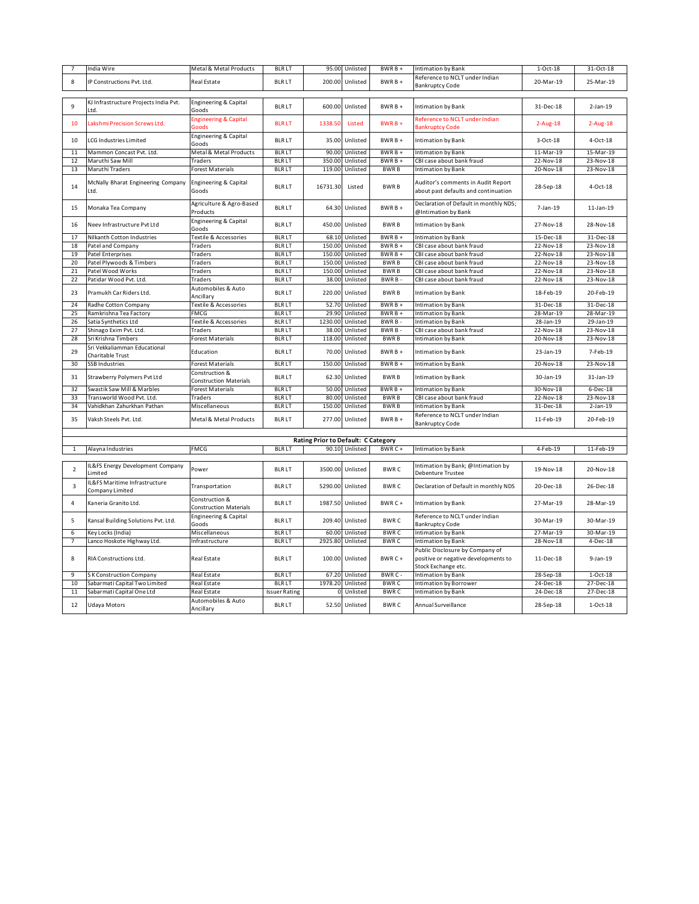| | | | | | | | | | |
|---|---|---|---|---|---|---|---|---|---|
| 7 | India Wire | Metal & Metal Products | BLR LT | 95.00 | Unlisted | BWR B + | Intimation by Bank | 1-Oct-18 | 31-Oct-18 |
| 8 | IP Constructions Pvt. Ltd. | Real Estate | BLR LT | 200.00 | Unlisted | BWR B + | Reference to NCLT under Indian Bankruptcy Code | 20-Mar-19 | 25-Mar-19 |
| 9 | KJ Infrastructure Projects India Pvt. Ltd. | Engineering & Capital Goods | BLR LT | 600.00 | Unlisted | BWR B + | Intimation by Bank | 31-Dec-18 | 2-Jan-19 |
| 10 | Lakshmi Precision Screws Ltd. | Engineering & Capital Goods | BLR LT | 1338.50 | Listed | BWR B + | Reference to NCLT under Indian Bankruptcy Code | 2-Aug-18 | 2-Aug-18 |
| 10 | LCG Industries Limited | Engineering & Capital Goods | BLR LT | 35.00 | Unlisted | BWR B + | Intimation by Bank | 3-Oct-18 | 4-Oct-18 |
| 11 | Mammon Concast Pvt. Ltd. | Metal & Metal Products | BLR LT | 90.00 | Unlisted | BWR B + | Intimation by Bank | 11-Mar-19 | 15-Mar-19 |
| 12 | Maruthi Saw Mill | Traders | BLR LT | 350.00 | Unlisted | BWR B + | CBI case about bank fraud | 22-Nov-18 | 23-Nov-18 |
| 13 | Maruthi Traders | Forest Materials | BLR LT | 119.00 | Unlisted | BWR B | Intimation by Bank | 20-Nov-18 | 23-Nov-18 |
| 14 | McNally Bharat Engineering Company Ltd. | Engineering & Capital Goods | BLR LT | 16731.30 | Listed | BWR B | Auditor's comments in Audit Report about past defaults and continuation | 28-Sep-18 | 4-Oct-18 |
| 15 | Monaka Tea Company | Agriculture & Agro-Based Products | BLR LT | 64.30 | Unlisted | BWR B + | Declaration of Default in monthly NDS; @Intimation by Bank | 7-Jan-19 | 11-Jan-19 |
| 16 | Neev Infrastructure Pvt Ltd | Engineering & Capital Goods | BLR LT | 450.00 | Unlisted | BWR B | Intimation by Bank | 27-Nov-18 | 28-Nov-18 |
| 17 | Nilkanth Cotton Industries | Textile & Accessories | BLR LT | 68.10 | Unlisted | BWR B + | Intimation by Bank | 15-Dec-18 | 31-Dec-18 |
| 18 | Patel and Company | Traders | BLR LT | 150.00 | Unlisted | BWR B + | CBI case about bank fraud | 22-Nov-18 | 23-Nov-18 |
| 19 | Patel Enterprises | Traders | BLR LT | 150.00 | Unlisted | BWR B + | CBI case about bank fraud | 22-Nov-18 | 23-Nov-18 |
| 20 | Patel Plywoods & Timbers | Traders | BLR LT | 150.00 | Unlisted | BWR B | CBI case about bank fraud | 22-Nov-18 | 23-Nov-18 |
| 21 | Patel Wood Works | Traders | BLR LT | 150.00 | Unlisted | BWR B | CBI case about bank fraud | 22-Nov-18 | 23-Nov-18 |
| 22 | Patidar Wood Pvt. Ltd. | Traders | BLR LT | 38.00 | Unlisted | BWR B - | CBI case about bank fraud | 22-Nov-18 | 23-Nov-18 |
| 23 | Pramukh Car Riders Ltd. | Automobiles & Auto Ancillary | BLR LT | 220.00 | Unlisted | BWR B | Intimation by Bank | 18-Feb-19 | 20-Feb-19 |
| 24 | Radhe Cotton Company | Textile & Accessories | BLR LT | 52.70 | Unlisted | BWR B + | Intimation by Bank | 31-Dec-18 | 31-Dec-18 |
| 25 | Ramkrishna Tea Factory | FMCG | BLR LT | 29.90 | Unlisted | BWR B + | Intimation by Bank | 28-Mar-19 | 28-Mar-19 |
| 26 | Satia Synthetics Ltd | Textile & Accessories | BLR LT | 1230.00 | Unlisted | BWR B - | Intimation by Bank | 28-Jan-19 | 29-Jan-19 |
| 27 | Shinago Exim Pvt. Ltd. | Traders | BLR LT | 38.00 | Unlisted | BWR B - | CBI case about bank fraud | 22-Nov-18 | 23-Nov-18 |
| 28 | Sri Krishna Timbers | Forest Materials | BLR LT | 118.00 | Unlisted | BWR B | Intimation by Bank | 20-Nov-18 | 23-Nov-18 |
| 29 | Sri Vekkaliamman Educational Charitable Trust | Education | BLR LT | 70.00 | Unlisted | BWR B + | Intimation by Bank | 23-Jan-19 | 7-Feb-19 |
| 30 | SSB Industries | Forest Materials | BLR LT | 150.00 | Unlisted | BWR B + | Intimation by Bank | 20-Nov-18 | 23-Nov-18 |
| 31 | Strawberry Polymers Pvt Ltd | Construction & Construction Materials | BLR LT | 62.30 | Unlisted | BWR B | Intimation by Bank | 30-Jan-19 | 31-Jan-19 |
| 32 | Swastik Saw Mill & Marbles | Forest Materials | BLR LT | 50.00 | Unlisted | BWR B + | Intimation by Bank | 30-Nov-18 | 6-Dec-18 |
| 33 | Transworld Wood Pvt. Ltd. | Traders | BLR LT | 80.00 | Unlisted | BWR B | CBI case about bank fraud | 22-Nov-18 | 23-Nov-18 |
| 34 | Vahidkhan Zahurkhan Pathan | Miscellaneous | BLR LT | 150.00 | Unlisted | BWR B | Intimation by Bank | 31-Dec-18 | 2-Jan-19 |
| 35 | Vaksh Steels Pvt. Ltd. | Metal & Metal Products | BLR LT | 277.00 | Unlisted | BWR B + | Reference to NCLT under Indian Bankruptcy Code | 11-Feb-19 | 20-Feb-19 |
| | | | | **Rating Prior to Default: C Category** | | | | | |
| 1 | Alayna Industries | FMCG | BLR LT | 90.10 | Unlisted | BWR C + | Intimation by Bank | 4-Feb-19 | 11-Feb-19 |
| 2 | IL&FS Energy Development Company Limited | Power | BLR LT | 3500.00 | Unlisted | BWR C | Intimation by Bank; @Intimation by Debenture Trustee | 19-Nov-18 | 20-Nov-18 |
| 3 | IL&FS Maritime Infrastructure Company Limited | Transportation | BLR LT | 5290.00 | Unlisted | BWR C | Declaration of Default in monthly NDS | 20-Dec-18 | 26-Dec-18 |
| 4 | Kaneria Granito Ltd. | Construction & Construction Materials | BLR LT | 1987.50 | Unlisted | BWR C + | Intimation by Bank | 27-Mar-19 | 28-Mar-19 |
| 5 | Kansal Building Solutions Pvt. Ltd. | Engineering & Capital Goods | BLR LT | 209.40 | Unlisted | BWR C | Reference to NCLT under Indian Bankruptcy Code | 30-Mar-19 | 30-Mar-19 |
| 6 | Key Locks (India) | Miscellaneous | BLR LT | 60.00 | Unlisted | BWR C | Intimation by Bank | 27-Mar-19 | 30-Mar-19 |
| 7 | Lanco Hoskote Highway Ltd. | Infrastructure | BLR LT | 2925.80 | Unlisted | BWR C | Intimation by Bank | 28-Nov-18 | 4-Dec-18 |
| 8 | RIA Constructions Ltd. | Real Estate | BLR LT | 100.00 | Unlisted | BWR C + | Public Disclosure by Company of positive or negative developments to Stock Exchange etc. | 11-Dec-18 | 9-Jan-19 |
| 9 | S K Construction Company | Real Estate | BLR LT | 67.20 | Unlisted | BWR C - | Intimation by Bank | 28-Sep-18 | 1-Oct-18 |
| 10 | Sabarmati Capital Two Limited | Real Estate | BLR LT | 1978.20 | Unlisted | BWR C | Intimation by Borrower | 24-Dec-18 | 27-Dec-18 |
| 11 | Sabarmati Capital One Ltd | Real Estate | Issuer Rating | 0 | Unlisted | BWR C | Intimation by Bank | 24-Dec-18 | 27-Dec-18 |
| 12 | Udaya Motors | Automobiles & Auto Ancillary | BLR LT | 52.50 | Unlisted | BWR C | Annual Surveillance | 28-Sep-18 | 1-Oct-18 |